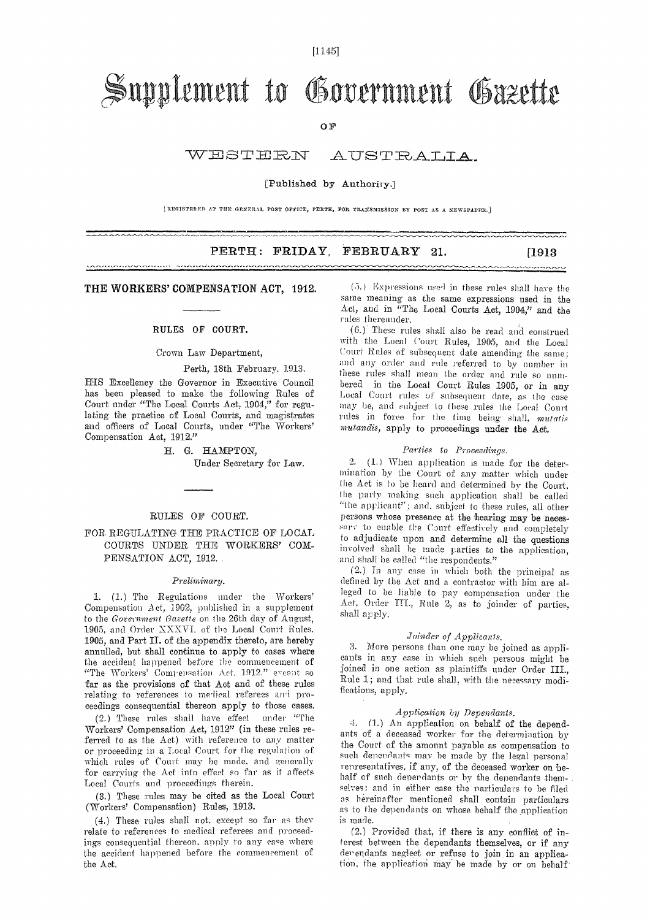# Supplement to Government Gazette

OF

# WESTERN AUSTRALIA.

[Published by Authority.]

[REGISTERED AT THE GENERAL POST OFFICE, PERTH, FOR TRANSMISSION BY POST AS A NEWSPAPER.]

**PERTH: FRIDAY, FEBRUARY 21. [1913**

## THE WORKERS' COMPENSATION ACT, 1912.

### RULES OF COURT.

Crown Law Department,

Perth, 18th February, 1913.

HIS Excellency the Governor in Executive Council has been pleased to make the following Rules of Court under "The Local Courts Act, 1904," for regulating the practice of Local Courts, and magistrates and officers of Local Courts, under "The Workers' Compensation Act, 1912."

H. G. HAMPTON,
Under Secretary for Law.

### RULES OF COURT.

### FOR REGULATING THE PRACTICE OF LOCAL COURTS UNDER THE WORKERS' COMPENSATION ACT, 1912.

*Preliminary.*

1. (1.) The Regulations under the Workers' Compensation Act, 1902, published in a supplement to the *Government Gazette* on the 26th day of August, 1905, and Order XXXVI. of the Local Court Rules, 1905, and Part II. of the appendix thereto, are hereby annulled, but shall continue to apply to cases where the accident happened before the commencement of "The Workers' Compensation Act, 1912," except so far as the provisions of that Act and of these rules relating to references to medical referees and proceedings consequential thereon apply to those cases.

(2.) These rules shall have effect under "The Workers' Compensation Act, 1912" (in these rules referred to as the Act) with reference to any matter or proceeding in a Local Court for the regulation of which rules of Court may be made, and generally for carrying the Act into effect so far as it affects Local Courts and proceedings therein.

(3.) These rules may be cited as the Local Court (Workers' Compensation) Rules, 1913.

(4.) These rules shall not, except so far as they relate to references to medical referees and proceedings consequential thereon, apply to any case where the accident happened before the commencement of the Act.

(5.) Expressions used in these rules shall have the same meaning as the same expressions used in the Act, and in "The Local Courts Act, 1904," and the rules thereunder.

(6.) These rules shall also be read and construed with the Local Court Rules, 1905, and the Local Court Rules of subsequent date amending the same; and any order and rule referred to by number in these rules shall mean the order and rule so numbered in the Local Court Rules 1905, or in any Local Court rules of subsequent date, as the case may be, and subject to these rules the Local Court rules in force for the time being shall, *mutatis mutandis*, apply to proceedings under the Act.

*Parties to Proceedings.*

2. (1.) When application is made for the determination by the Court of any matter which under the Act is to be heard and determined by the Court, the party making such application shall be called "the applicant"; and, subject to these rules, all other persons whose presence at the hearing may be necessary to enable the Court effectively and completely to adjudicate upon and determine all the questions involved shall be made parties to the application, and shall be called "the respondents."

(2.) In any case in which both the principal as defined by the Act and a contractor with him are alleged to be liable to pay compensation under the Act, Order III., Rule 2, as to joinder of parties, shall apply.

*Joinder of Applicants.*

3. More persons than one may be joined as applicants in any case in which such persons might be joined in one action as plaintiffs under Order III., Rule 1; and that rule shall, with the necessary modifications, apply.

*Application by Dependants.*

4. (1.) An application on behalf of the dependants of a deceased worker for the determination by the Court of the amount payable as compensation to such dependants may be made by the legal personal representatives, if any, of the deceased worker on behalf of such dependants or by the dependants themselves: and in either case the particulars to be filed as hereinafter mentioned shall contain particulars as to the dependants on whose behalf the application is made.

(2.) Provided that, if there is any conflict of interest between the dependants themselves, or if any dependants neglect or refuse to join in an application, the application may be made by or on behalf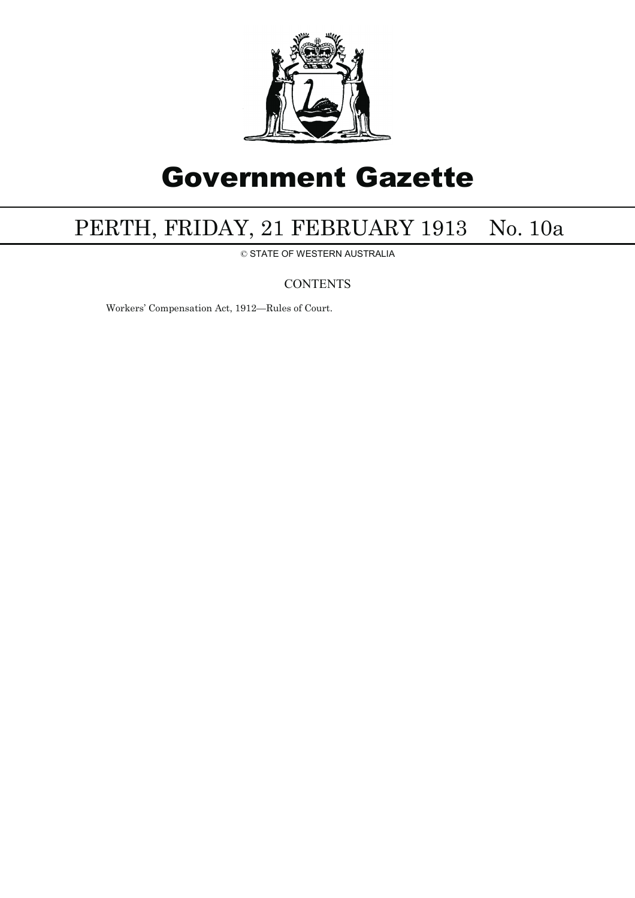# Government Gazette

## PERTH, FRIDAY, 21 FEBRUARY 1913 No. 10a

© STATE OF WESTERN AUSTRALIA

CONTENTS

Workers' Compensation Act, 1912—Rules of Court.